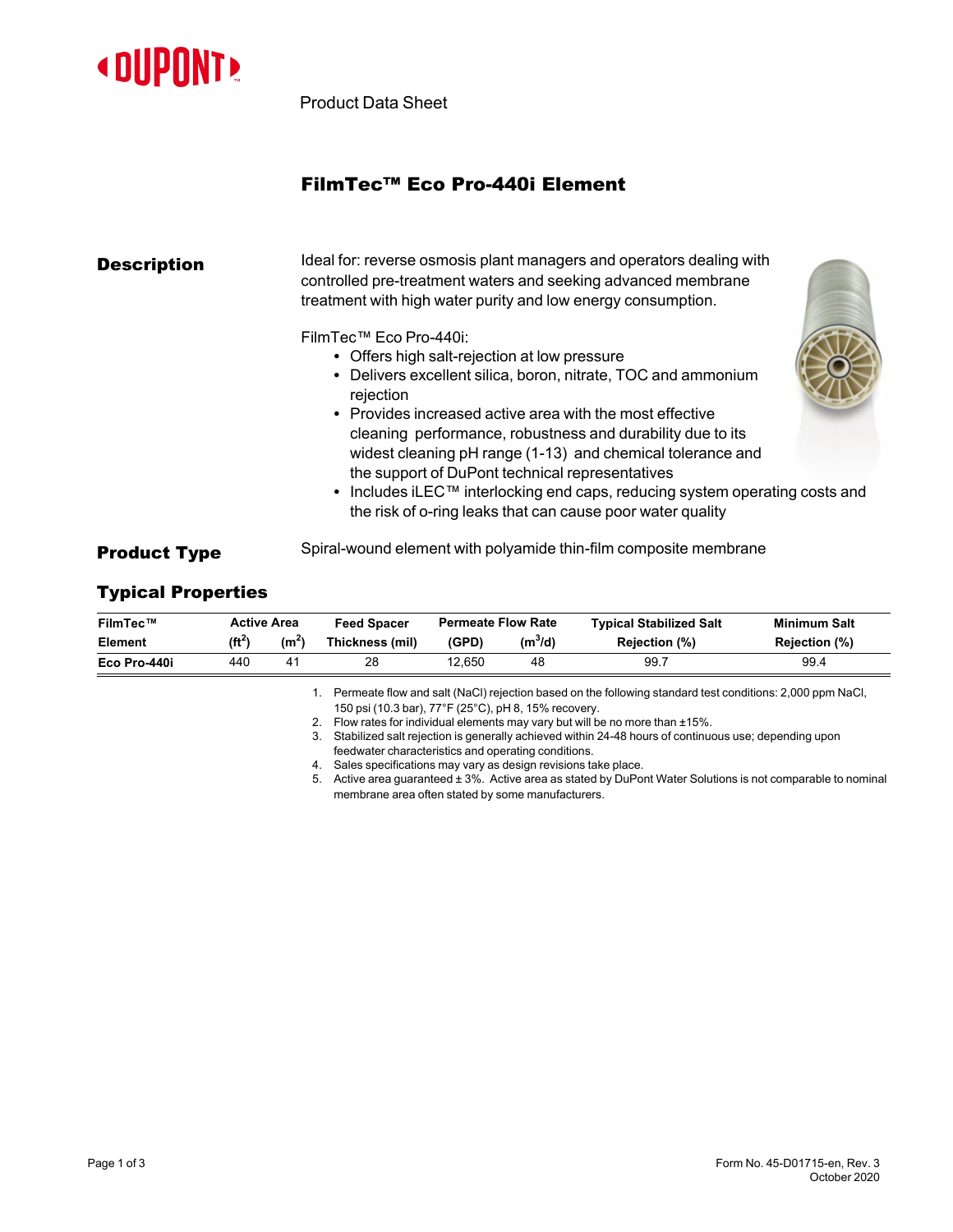Product Data Sheet

# FilmTec™ Eco Pro-440i Element

## Description

Ideal for: reverse osmosis plant managers and operators dealing with controlled pre-treatment waters and seeking advanced membrane treatment with high water purity and low energy consumption.

FilmTec™ Eco Pro-440i:

- Offers high salt-rejection at low pressure
- Delivers excellent silica, boron, nitrate, TOC and ammonium rejection
- Provides increased active area with the most effective cleaning performance, robustness and durability due to its widest cleaning pH range (1-13) and chemical tolerance and the support of DuPont technical representatives
- Includes iLEC™ interlocking end caps, reducing system operating costs and the risk of o-ring leaks that can cause poor water quality

## Product Type

Spiral-wound element with polyamide thin-film composite membrane

## Typical Properties

| FilmTec™ Element | Active Area ($ft^2$) | Active Area ($m^2$) | Feed Spacer Thickness (mil) | Permeate Flow Rate (GPD) | Permeate Flow Rate ($m^3$/d) | Typical Stabilized Salt Rejection (%) | Minimum Salt Rejection (%) |
|---|---|---|---|---|---|---|---|
| Eco Pro-440i | 440 | 41 | 28 | 12,650 | 48 | 99.7 | 99.4 |

1. Permeate flow and salt (NaCl) rejection based on the following standard test conditions: 2,000 ppm NaCl, 150 psi (10.3 bar), 77°F (25°C), pH 8, 15% recovery.
2. Flow rates for individual elements may vary but will be no more than ±15%.
3. Stabilized salt rejection is generally achieved within 24-48 hours of continuous use; depending upon feedwater characteristics and operating conditions.
4. Sales specifications may vary as design revisions take place.
5. Active area guaranteed ± 3%. Active area as stated by DuPont Water Solutions is not comparable to nominal membrane area often stated by some manufacturers.

Form No. 45-D01715-en, Rev. 3
October 2020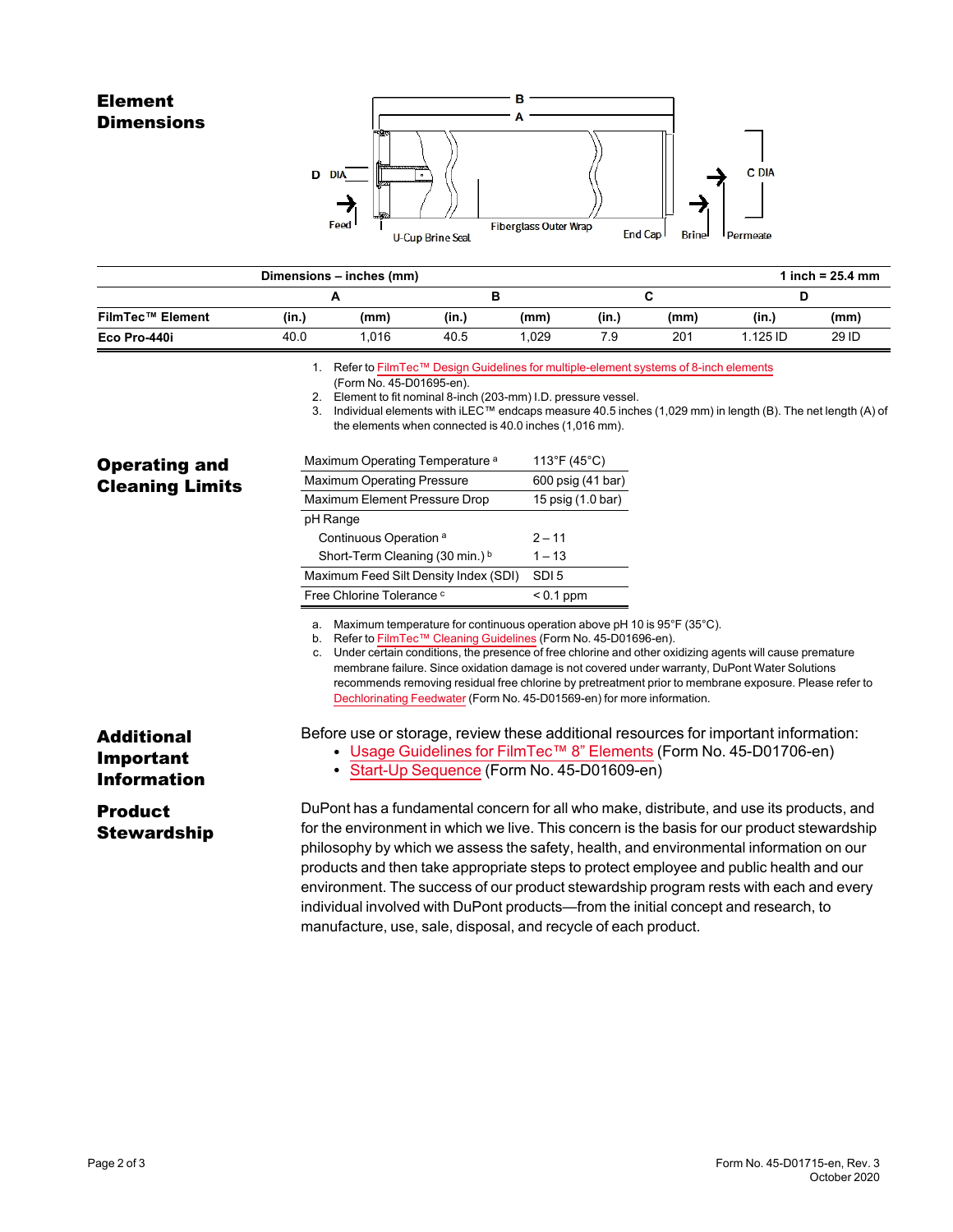## Element Dimensions

| | Dimensions – inches (mm) | | | | | | | 1 inch = 25.4 mm |
|---|---|---|---|---|---|---|---|---|
| | A | | B | | C | | D | |
| FilmTec™ Element | (in.) | (mm) | (in.) | (mm) | (in.) | (mm) | (in.) | (mm) |
| Eco Pro-440i | 40.0 | 1,016 | 40.5 | 1,029 | 7.9 | 201 | 1.125 ID | 29 ID |

1. Refer to FilmTec™ Design Guidelines for multiple-element systems of 8-inch elements (Form No. 45-D01695-en).
2. Element to fit nominal 8-inch (203-mm) I.D. pressure vessel.
3. Individual elements with iLEC™ endcaps measure 40.5 inches (1,029 mm) in length (B). The net length (A) of the elements when connected is 40.0 inches (1,016 mm).

## Operating and Cleaning Limits

| | |
|---|---|
| Maximum Operating Temperature [a] | 113°F (45°C) |
| Maximum Operating Pressure | 600 psig (41 bar) |
| Maximum Element Pressure Drop | 15 psig (1.0 bar) |
| pH Range | |
| Continuous Operation [a] | 2 – 11 |
| Short-Term Cleaning (30 min.) [b] | 1 – 13 |
| Maximum Feed Silt Density Index (SDI) | SDI 5 |
| Free Chlorine Tolerance [c] | < 0.1 ppm |

a. Maximum temperature for continuous operation above pH 10 is 95°F (35°C).
b. Refer to FilmTec™ Cleaning Guidelines (Form No. 45-D01696-en).
c. Under certain conditions, the presence of free chlorine and other oxidizing agents will cause premature membrane failure. Since oxidation damage is not covered under warranty, DuPont Water Solutions recommends removing residual free chlorine by pretreatment prior to membrane exposure. Please refer to Dechlorinating Feedwater (Form No. 45-D01569-en) for more information.

## Additional Important Information

Before use or storage, review these additional resources for important information:

- Usage Guidelines for FilmTec™ 8" Elements (Form No. 45-D01706-en)
- Start-Up Sequence (Form No. 45-D01609-en)

## Product Stewardship

DuPont has a fundamental concern for all who make, distribute, and use its products, and for the environment in which we live. This concern is the basis for our product stewardship philosophy by which we assess the safety, health, and environmental information on our products and then take appropriate steps to protect employee and public health and our environment. The success of our product stewardship program rests with each and every individual involved with DuPont products—from the initial concept and research, to manufacture, use, sale, disposal, and recycle of each product.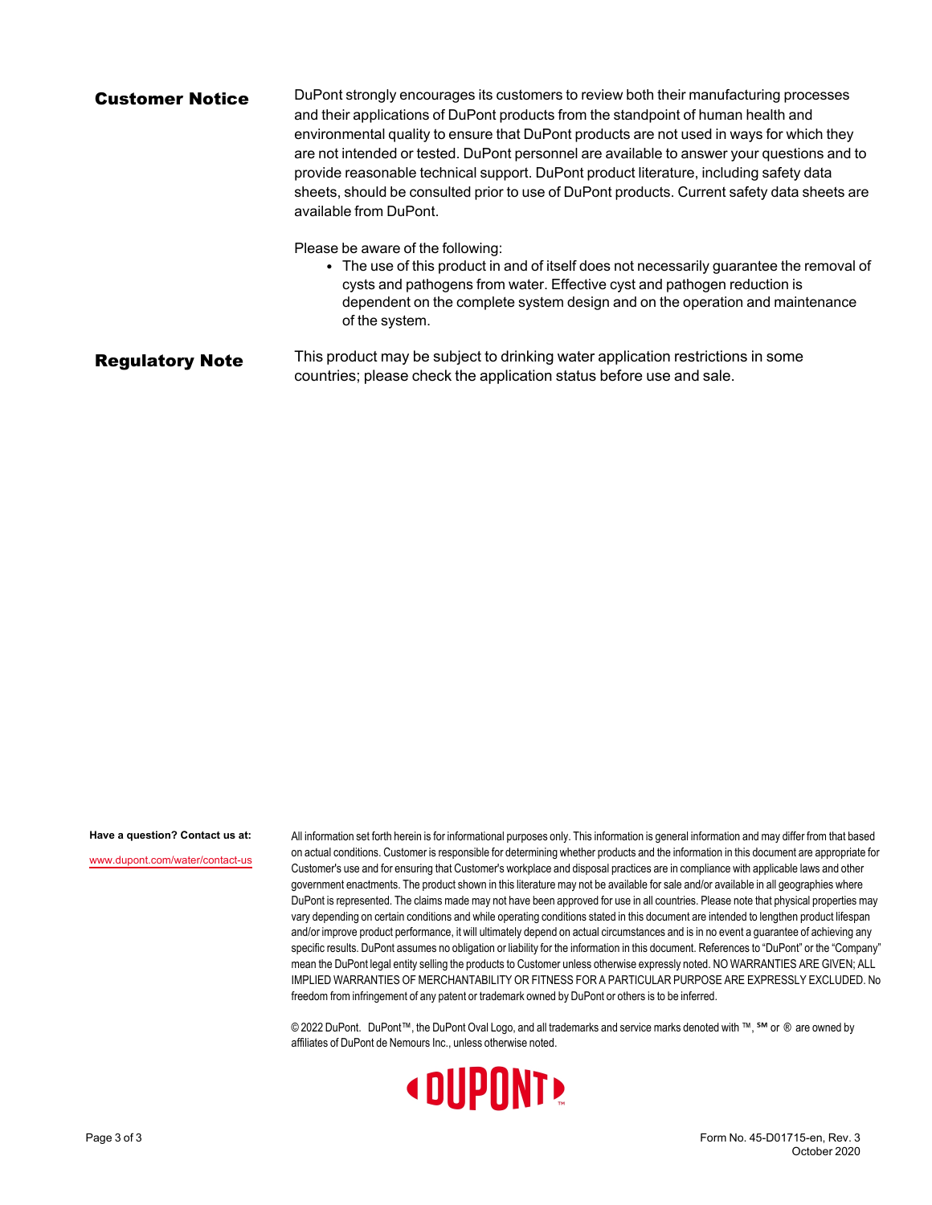## Customer Notice

DuPont strongly encourages its customers to review both their manufacturing processes and their applications of DuPont products from the standpoint of human health and environmental quality to ensure that DuPont products are not used in ways for which they are not intended or tested. DuPont personnel are available to answer your questions and to provide reasonable technical support. DuPont product literature, including safety data sheets, should be consulted prior to use of DuPont products. Current safety data sheets are available from DuPont.

Please be aware of the following:

- The use of this product in and of itself does not necessarily guarantee the removal of cysts and pathogens from water. Effective cyst and pathogen reduction is dependent on the complete system design and on the operation and maintenance of the system.

## Regulatory Note

This product may be subject to drinking water application restrictions in some countries; please check the application status before use and sale.

**Have a question? Contact us at:**

www.dupont.com/water/contact-us

All information set forth herein is for informational purposes only. This information is general information and may differ from that based on actual conditions. Customer is responsible for determining whether products and the information in this document are appropriate for Customer's use and for ensuring that Customer's workplace and disposal practices are in compliance with applicable laws and other government enactments. The product shown in this literature may not be available for sale and/or available in all geographies where DuPont is represented. The claims made may not have been approved for use in all countries. Please note that physical properties may vary depending on certain conditions and while operating conditions stated in this document are intended to lengthen product lifespan and/or improve product performance, it will ultimately depend on actual circumstances and is in no event a guarantee of achieving any specific results. DuPont assumes no obligation or liability for the information in this document. References to "DuPont" or the "Company" mean the DuPont legal entity selling the products to Customer unless otherwise expressly noted. NO WARRANTIES ARE GIVEN; ALL IMPLIED WARRANTIES OF MERCHANTABILITY OR FITNESS FOR A PARTICULAR PURPOSE ARE EXPRESSLY EXCLUDED. No freedom from infringement of any patent or trademark owned by DuPont or others is to be inferred.

© 2022 DuPont. DuPont™, the DuPont Oval Logo, and all trademarks and service marks denoted with ™, ℠ or ® are owned by affiliates of DuPont de Nemours Inc., unless otherwise noted.

Form No. 45-D01715-en, Rev. 3
October 2020